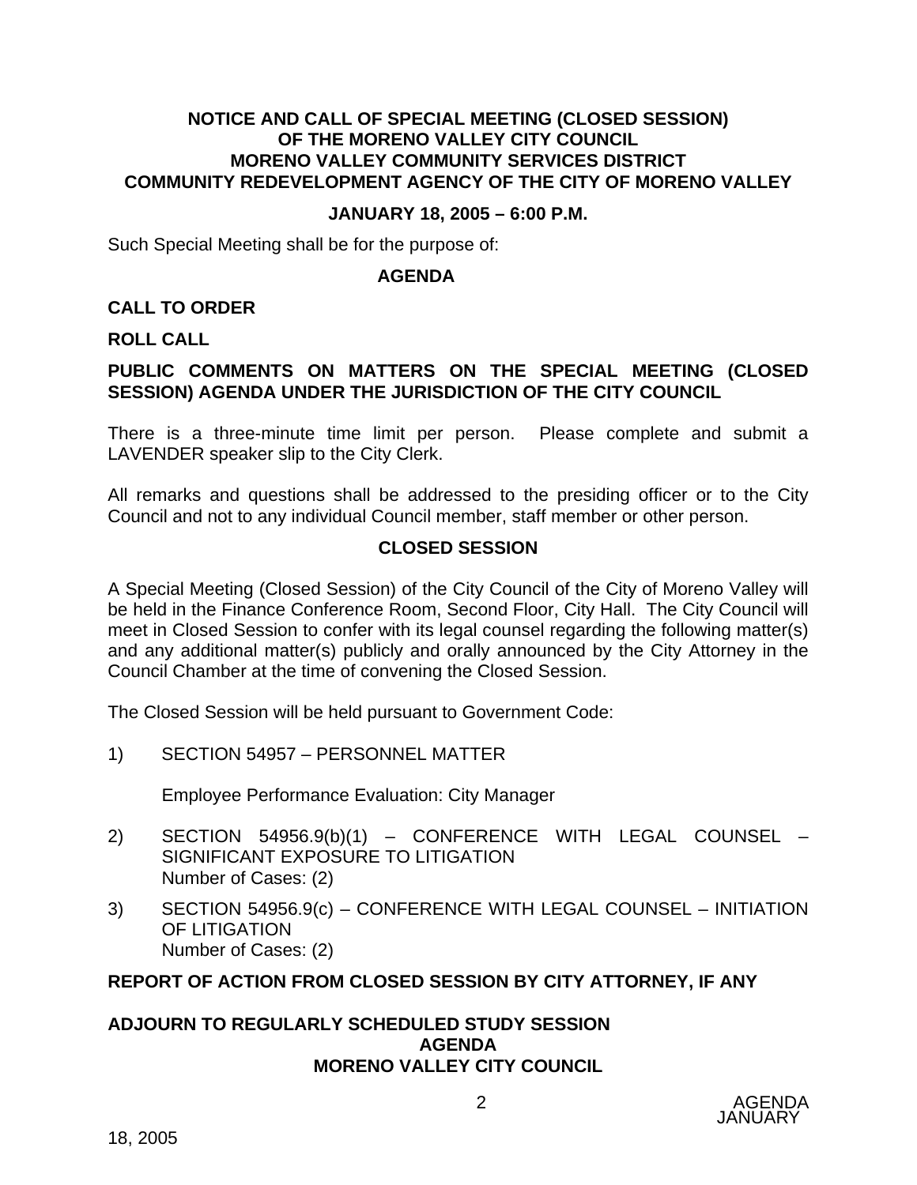**NOTICE AND CALL OF SPECIAL MEETING (CLOSED SESSION) OF THE MORENO VALLEY CITY COUNCIL MORENO VALLEY COMMUNITY SERVICES DISTRICT COMMUNITY REDEVELOPMENT AGENCY OF THE CITY OF MORENO VALLEY**

**JANUARY 18, 2005 – 6:00 P.M.**

Such Special Meeting shall be for the purpose of:

## AGENDA

**CALL TO ORDER**

**ROLL CALL**

**PUBLIC COMMENTS ON MATTERS ON THE SPECIAL MEETING (CLOSED SESSION) AGENDA UNDER THE JURISDICTION OF THE CITY COUNCIL**

There is a three-minute time limit per person. Please complete and submit a LAVENDER speaker slip to the City Clerk.

All remarks and questions shall be addressed to the presiding officer or to the City Council and not to any individual Council member, staff member or other person.

## CLOSED SESSION

A Special Meeting (Closed Session) of the City Council of the City of Moreno Valley will be held in the Finance Conference Room, Second Floor, City Hall. The City Council will meet in Closed Session to confer with its legal counsel regarding the following matter(s) and any additional matter(s) publicly and orally announced by the City Attorney in the Council Chamber at the time of convening the Closed Session.

The Closed Session will be held pursuant to Government Code:

1) SECTION 54957 – PERSONNEL MATTER

   Employee Performance Evaluation: City Manager

2) SECTION 54956.9(b)(1) – CONFERENCE WITH LEGAL COUNSEL – SIGNIFICANT EXPOSURE TO LITIGATION
   Number of Cases: (2)

3) SECTION 54956.9(c) – CONFERENCE WITH LEGAL COUNSEL – INITIATION OF LITIGATION
   Number of Cases: (2)

**REPORT OF ACTION FROM CLOSED SESSION BY CITY ATTORNEY, IF ANY**

**ADJOURN TO REGULARLY SCHEDULED STUDY SESSION AGENDA MORENO VALLEY CITY COUNCIL**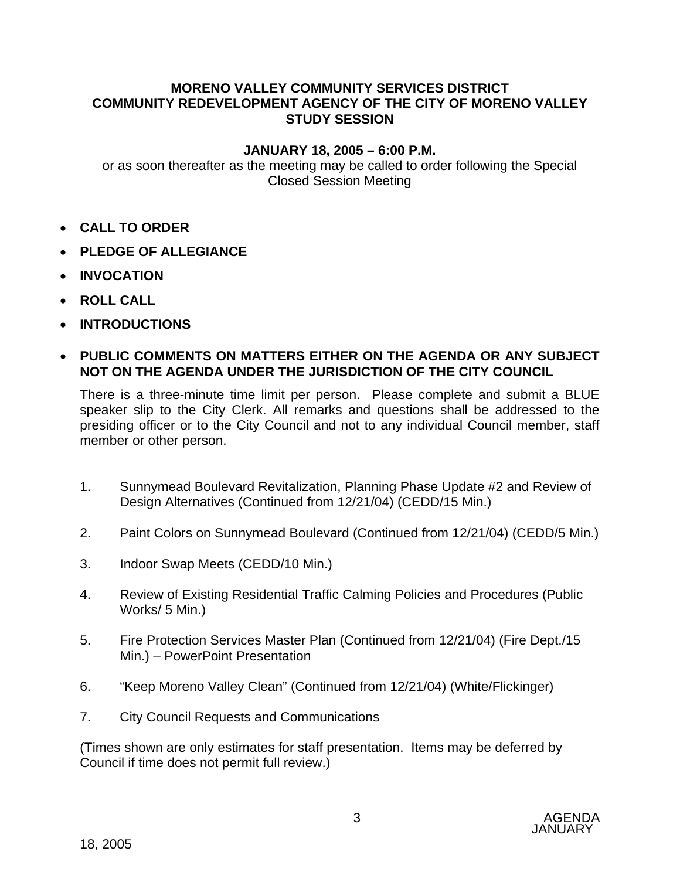**MORENO VALLEY COMMUNITY SERVICES DISTRICT**
**COMMUNITY REDEVELOPMENT AGENCY OF THE CITY OF MORENO VALLEY**
**STUDY SESSION**

**JANUARY 18, 2005 – 6:00 P.M.**

or as soon thereafter as the meeting may be called to order following the Special Closed Session Meeting

- **CALL TO ORDER**
- **PLEDGE OF ALLEGIANCE**
- **INVOCATION**
- **ROLL CALL**
- **INTRODUCTIONS**
- **PUBLIC COMMENTS ON MATTERS EITHER ON THE AGENDA OR ANY SUBJECT NOT ON THE AGENDA UNDER THE JURISDICTION OF THE CITY COUNCIL**

  There is a three-minute time limit per person. Please complete and submit a BLUE speaker slip to the City Clerk. All remarks and questions shall be addressed to the presiding officer or to the City Council and not to any individual Council member, staff member or other person.

1. Sunnymead Boulevard Revitalization, Planning Phase Update #2 and Review of Design Alternatives (Continued from 12/21/04) (CEDD/15 Min.)
2. Paint Colors on Sunnymead Boulevard (Continued from 12/21/04) (CEDD/5 Min.)
3. Indoor Swap Meets (CEDD/10 Min.)
4. Review of Existing Residential Traffic Calming Policies and Procedures (Public Works/ 5 Min.)
5. Fire Protection Services Master Plan (Continued from 12/21/04) (Fire Dept./15 Min.) – PowerPoint Presentation
6. "Keep Moreno Valley Clean" (Continued from 12/21/04) (White/Flickinger)
7. City Council Requests and Communications

(Times shown are only estimates for staff presentation. Items may be deferred by Council if time does not permit full review.)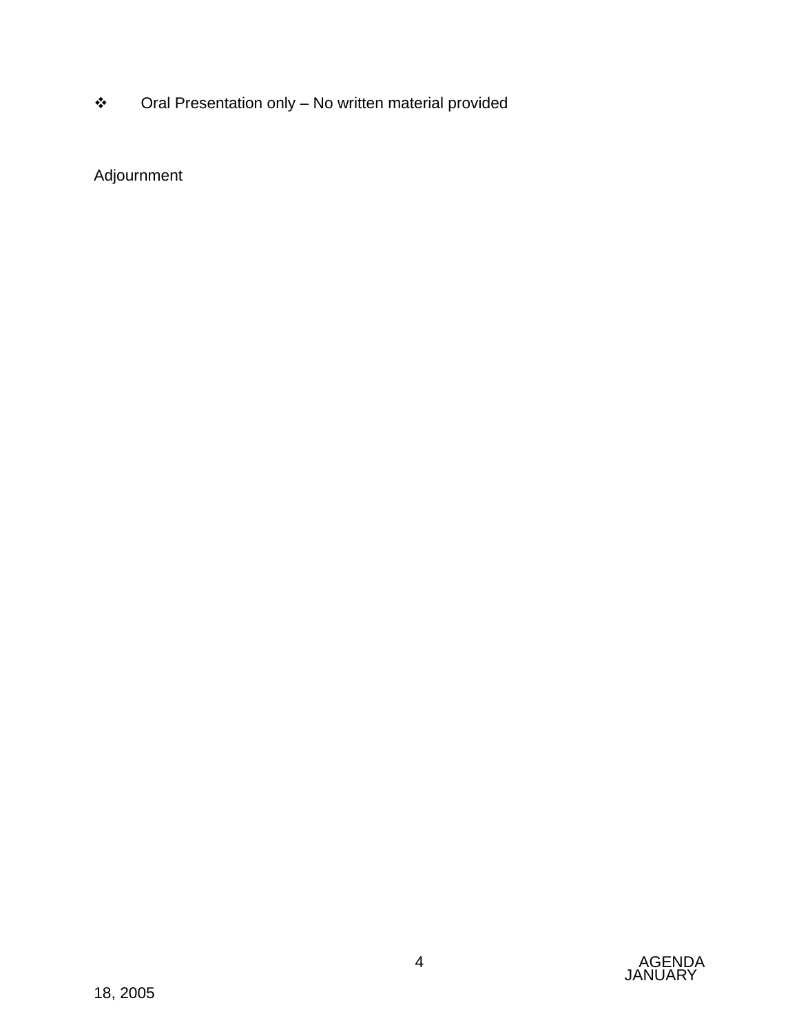- Oral Presentation only – No written material provided

Adjournment